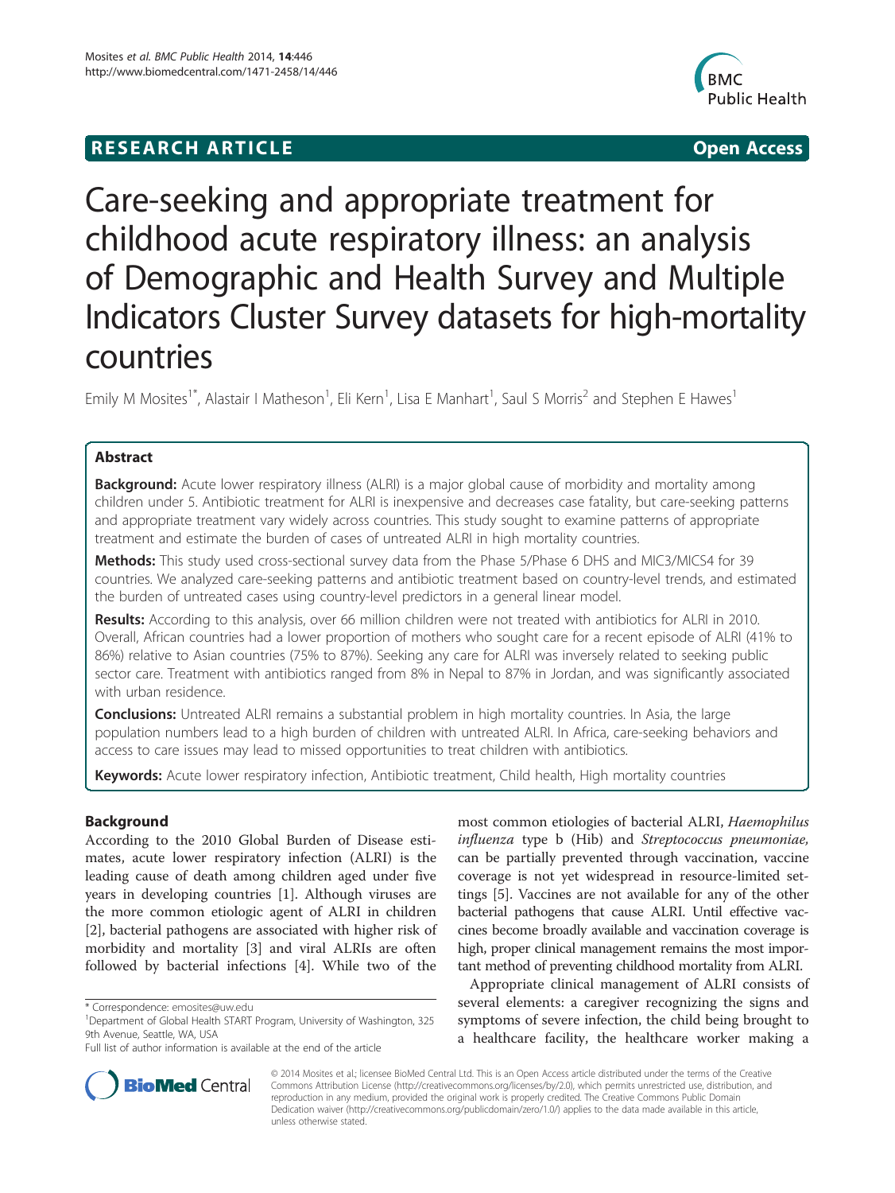**RESEARCH ARTICLE** **Open Access**

# Care-seeking and appropriate treatment for childhood acute respiratory illness: an analysis of Demographic and Health Survey and Multiple Indicators Cluster Survey datasets for high-mortality countries

Emily M Mosites[1*], Alastair I Matheson[1], Eli Kern[1], Lisa E Manhart[1], Saul S Morris[2] and Stephen E Hawes[1]

## Abstract

**Background:** Acute lower respiratory illness (ALRI) is a major global cause of morbidity and mortality among children under 5. Antibiotic treatment for ALRI is inexpensive and decreases case fatality, but care-seeking patterns and appropriate treatment vary widely across countries. This study sought to examine patterns of appropriate treatment and estimate the burden of cases of untreated ALRI in high mortality countries.

**Methods:** This study used cross-sectional survey data from the Phase 5/Phase 6 DHS and MIC3/MICS4 for 39 countries. We analyzed care-seeking patterns and antibiotic treatment based on country-level trends, and estimated the burden of untreated cases using country-level predictors in a general linear model.

**Results:** According to this analysis, over 66 million children were not treated with antibiotics for ALRI in 2010. Overall, African countries had a lower proportion of mothers who sought care for a recent episode of ALRI (41% to 86%) relative to Asian countries (75% to 87%). Seeking any care for ALRI was inversely related to seeking public sector care. Treatment with antibiotics ranged from 8% in Nepal to 87% in Jordan, and was significantly associated with urban residence.

**Conclusions:** Untreated ALRI remains a substantial problem in high mortality countries. In Asia, the large population numbers lead to a high burden of children with untreated ALRI. In Africa, care-seeking behaviors and access to care issues may lead to missed opportunities to treat children with antibiotics.

**Keywords:** Acute lower respiratory infection, Antibiotic treatment, Child health, High mortality countries

## Background

According to the 2010 Global Burden of Disease estimates, acute lower respiratory infection (ALRI) is the leading cause of death among children aged under five years in developing countries [1]. Although viruses are the more common etiologic agent of ALRI in children [2], bacterial pathogens are associated with higher risk of morbidity and mortality [3] and viral ALRIs are often followed by bacterial infections [4]. While two of the most common etiologies of bacterial ALRI, *Haemophilus influenza* type b (Hib) and *Streptococcus pneumoniae*, can be partially prevented through vaccination, vaccine coverage is not yet widespread in resource-limited settings [5]. Vaccines are not available for any of the other bacterial pathogens that cause ALRI. Until effective vaccines become broadly available and vaccination coverage is high, proper clinical management remains the most important method of preventing childhood mortality from ALRI.

Appropriate clinical management of ALRI consists of several elements: a caregiver recognizing the signs and symptoms of severe infection, the child being brought to a healthcare facility, the healthcare worker making a

\* Correspondence: emosites@uw.edu
[1]Department of Global Health START Program, University of Washington, 325 9th Avenue, Seattle, WA, USA
Full list of author information is available at the end of the article

© 2014 Mosites et al.; licensee BioMed Central Ltd. This is an Open Access article distributed under the terms of the Creative Commons Attribution License (http://creativecommons.org/licenses/by/2.0), which permits unrestricted use, distribution, and reproduction in any medium, provided the original work is properly credited. The Creative Commons Public Domain Dedication waiver (http://creativecommons.org/publicdomain/zero/1.0/) applies to the data made available in this article, unless otherwise stated.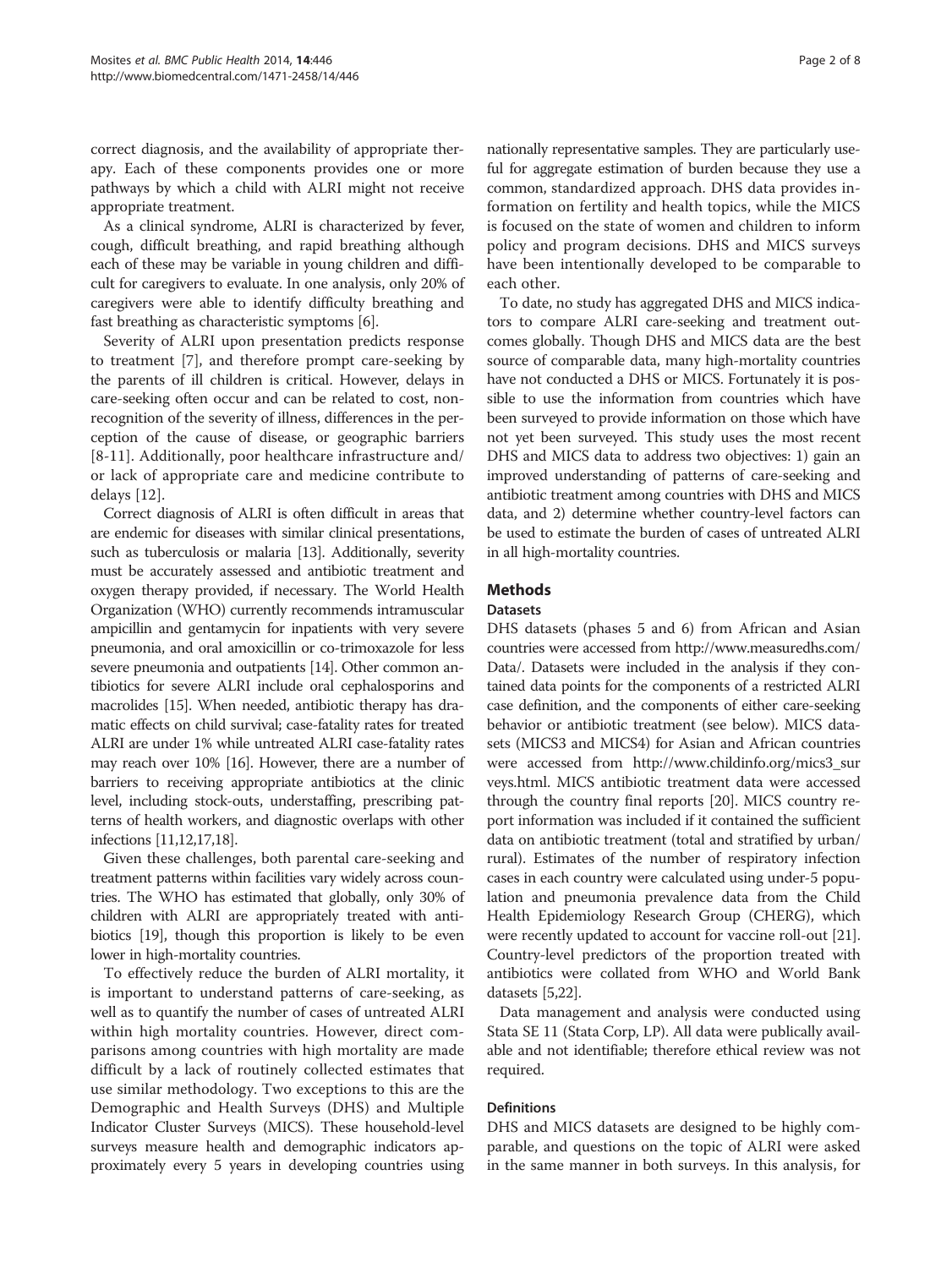correct diagnosis, and the availability of appropriate therapy. Each of these components provides one or more pathways by which a child with ALRI might not receive appropriate treatment.

As a clinical syndrome, ALRI is characterized by fever, cough, difficult breathing, and rapid breathing although each of these may be variable in young children and difficult for caregivers to evaluate. In one analysis, only 20% of caregivers were able to identify difficulty breathing and fast breathing as characteristic symptoms [6].

Severity of ALRI upon presentation predicts response to treatment [7], and therefore prompt care-seeking by the parents of ill children is critical. However, delays in care-seeking often occur and can be related to cost, non-recognition of the severity of illness, differences in the perception of the cause of disease, or geographic barriers [8-11]. Additionally, poor healthcare infrastructure and/or lack of appropriate care and medicine contribute to delays [12].

Correct diagnosis of ALRI is often difficult in areas that are endemic for diseases with similar clinical presentations, such as tuberculosis or malaria [13]. Additionally, severity must be accurately assessed and antibiotic treatment and oxygen therapy provided, if necessary. The World Health Organization (WHO) currently recommends intramuscular ampicillin and gentamycin for inpatients with very severe pneumonia, and oral amoxicillin or co-trimoxazole for less severe pneumonia and outpatients [14]. Other common antibiotics for severe ALRI include oral cephalosporins and macrolides [15]. When needed, antibiotic therapy has dramatic effects on child survival; case-fatality rates for treated ALRI are under 1% while untreated ALRI case-fatality rates may reach over 10% [16]. However, there are a number of barriers to receiving appropriate antibiotics at the clinic level, including stock-outs, understaffing, prescribing patterns of health workers, and diagnostic overlaps with other infections [11,12,17,18].

Given these challenges, both parental care-seeking and treatment patterns within facilities vary widely across countries. The WHO has estimated that globally, only 30% of children with ALRI are appropriately treated with antibiotics [19], though this proportion is likely to be even lower in high-mortality countries.

To effectively reduce the burden of ALRI mortality, it is important to understand patterns of care-seeking, as well as to quantify the number of cases of untreated ALRI within high mortality countries. However, direct comparisons among countries with high mortality are made difficult by a lack of routinely collected estimates that use similar methodology. Two exceptions to this are the Demographic and Health Surveys (DHS) and Multiple Indicator Cluster Surveys (MICS). These household-level surveys measure health and demographic indicators approximately every 5 years in developing countries using nationally representative samples. They are particularly useful for aggregate estimation of burden because they use a common, standardized approach. DHS data provides information on fertility and health topics, while the MICS is focused on the state of women and children to inform policy and program decisions. DHS and MICS surveys have been intentionally developed to be comparable to each other.

To date, no study has aggregated DHS and MICS indicators to compare ALRI care-seeking and treatment outcomes globally. Though DHS and MICS data are the best source of comparable data, many high-mortality countries have not conducted a DHS or MICS. Fortunately it is possible to use the information from countries which have been surveyed to provide information on those which have not yet been surveyed. This study uses the most recent DHS and MICS data to address two objectives: 1) gain an improved understanding of patterns of care-seeking and antibiotic treatment among countries with DHS and MICS data, and 2) determine whether country-level factors can be used to estimate the burden of cases of untreated ALRI in all high-mortality countries.

## Methods

### Datasets

DHS datasets (phases 5 and 6) from African and Asian countries were accessed from http://www.measuredhs.com/Data/. Datasets were included in the analysis if they contained data points for the components of a restricted ALRI case definition, and the components of either care-seeking behavior or antibiotic treatment (see below). MICS datasets (MICS3 and MICS4) for Asian and African countries were accessed from http://www.childinfo.org/mics3_surveys.html. MICS antibiotic treatment data were accessed through the country final reports [20]. MICS country report information was included if it contained the sufficient data on antibiotic treatment (total and stratified by urban/rural). Estimates of the number of respiratory infection cases in each country were calculated using under-5 population and pneumonia prevalence data from the Child Health Epidemiology Research Group (CHERG), which were recently updated to account for vaccine roll-out [21]. Country-level predictors of the proportion treated with antibiotics were collated from WHO and World Bank datasets [5,22].

Data management and analysis were conducted using Stata SE 11 (Stata Corp, LP). All data were publically available and not identifiable; therefore ethical review was not required.

### Definitions

DHS and MICS datasets are designed to be highly comparable, and questions on the topic of ALRI were asked in the same manner in both surveys. In this analysis, for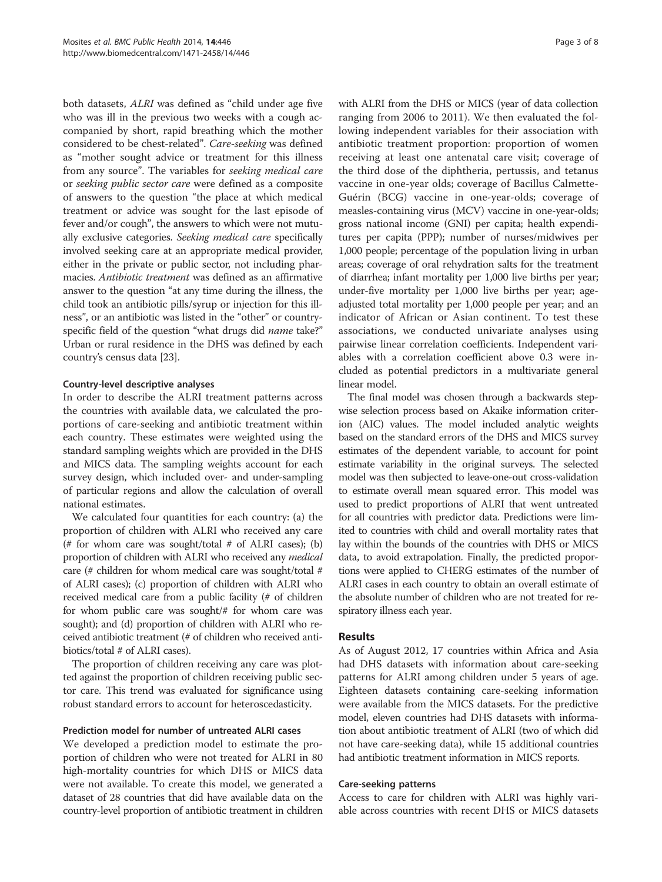both datasets, *ALRI* was defined as "child under age five who was ill in the previous two weeks with a cough accompanied by short, rapid breathing which the mother considered to be chest-related". *Care-seeking* was defined as "mother sought advice or treatment for this illness from any source". The variables for *seeking medical care* or *seeking public sector care* were defined as a composite of answers to the question "the place at which medical treatment or advice was sought for the last episode of fever and/or cough", the answers to which were not mutually exclusive categories. *Seeking medical care* specifically involved seeking care at an appropriate medical provider, either in the private or public sector, not including pharmacies. *Antibiotic treatment* was defined as an affirmative answer to the question "at any time during the illness, the child took an antibiotic pills/syrup or injection for this illness", or an antibiotic was listed in the "other" or country-specific field of the question "what drugs did *name* take?" Urban or rural residence in the DHS was defined by each country's census data [23].

#### Country-level descriptive analyses

In order to describe the ALRI treatment patterns across the countries with available data, we calculated the proportions of care-seeking and antibiotic treatment within each country. These estimates were weighted using the standard sampling weights which are provided in the DHS and MICS data. The sampling weights account for each survey design, which included over- and under-sampling of particular regions and allow the calculation of overall national estimates.

We calculated four quantities for each country: (a) the proportion of children with ALRI who received any care (# for whom care was sought/total # of ALRI cases); (b) proportion of children with ALRI who received any *medical* care (# children for whom medical care was sought/total # of ALRI cases); (c) proportion of children with ALRI who received medical care from a public facility (# of children for whom public care was sought/# for whom care was sought); and (d) proportion of children with ALRI who received antibiotic treatment (# of children who received antibiotics/total # of ALRI cases).

The proportion of children receiving any care was plotted against the proportion of children receiving public sector care. This trend was evaluated for significance using robust standard errors to account for heteroscedasticity.

#### Prediction model for number of untreated ALRI cases

We developed a prediction model to estimate the proportion of children who were not treated for ALRI in 80 high-mortality countries for which DHS or MICS data were not available. To create this model, we generated a dataset of 28 countries that did have available data on the country-level proportion of antibiotic treatment in children with ALRI from the DHS or MICS (year of data collection ranging from 2006 to 2011). We then evaluated the following independent variables for their association with antibiotic treatment proportion: proportion of women receiving at least one antenatal care visit; coverage of the third dose of the diphtheria, pertussis, and tetanus vaccine in one-year olds; coverage of Bacillus Calmette-Guérin (BCG) vaccine in one-year-olds; coverage of measles-containing virus (MCV) vaccine in one-year-olds; gross national income (GNI) per capita; health expenditures per capita (PPP); number of nurses/midwives per 1,000 people; percentage of the population living in urban areas; coverage of oral rehydration salts for the treatment of diarrhea; infant mortality per 1,000 live births per year; under-five mortality per 1,000 live births per year; age-adjusted total mortality per 1,000 people per year; and an indicator of African or Asian continent. To test these associations, we conducted univariate analyses using pairwise linear correlation coefficients. Independent variables with a correlation coefficient above 0.3 were included as potential predictors in a multivariate general linear model.

The final model was chosen through a backwards stepwise selection process based on Akaike information criterion (AIC) values. The model included analytic weights based on the standard errors of the DHS and MICS survey estimates of the dependent variable, to account for point estimate variability in the original surveys. The selected model was then subjected to leave-one-out cross-validation to estimate overall mean squared error. This model was used to predict proportions of ALRI that went untreated for all countries with predictor data. Predictions were limited to countries with child and overall mortality rates that lay within the bounds of the countries with DHS or MICS data, to avoid extrapolation. Finally, the predicted proportions were applied to CHERG estimates of the number of ALRI cases in each country to obtain an overall estimate of the absolute number of children who are not treated for respiratory illness each year.

## Results

As of August 2012, 17 countries within Africa and Asia had DHS datasets with information about care-seeking patterns for ALRI among children under 5 years of age. Eighteen datasets containing care-seeking information were available from the MICS datasets. For the predictive model, eleven countries had DHS datasets with information about antibiotic treatment of ALRI (two of which did not have care-seeking data), while 15 additional countries had antibiotic treatment information in MICS reports.

#### Care-seeking patterns

Access to care for children with ALRI was highly variable across countries with recent DHS or MICS datasets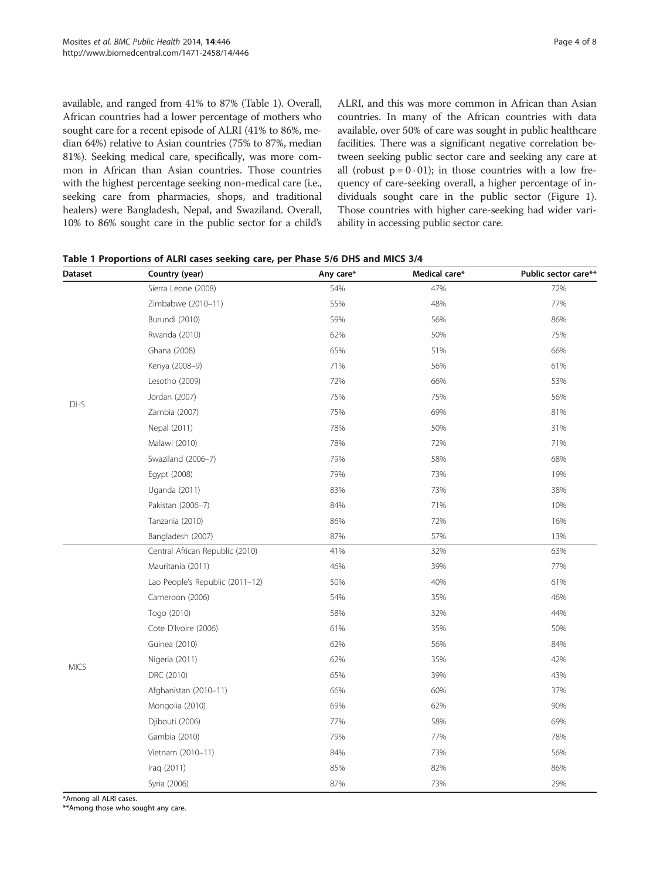available, and ranged from 41% to 87% (Table 1). Overall, African countries had a lower percentage of mothers who sought care for a recent episode of ALRI (41% to 86%, median 64%) relative to Asian countries (75% to 87%, median 81%). Seeking medical care, specifically, was more common in African than Asian countries. Those countries with the highest percentage seeking non-medical care (i.e., seeking care from pharmacies, shops, and traditional healers) were Bangladesh, Nepal, and Swaziland. Overall, 10% to 86% sought care in the public sector for a child's ALRI, and this was more common in African than Asian countries. In many of the African countries with data available, over 50% of care was sought in public healthcare facilities. There was a significant negative correlation between seeking public sector care and seeking any care at all (robust $p = 0 \cdot 01$); in those countries with a low frequency of care-seeking overall, a higher percentage of individuals sought care in the public sector (Figure 1). Those countries with higher care-seeking had wider variability in accessing public sector care.

**Table 1 Proportions of ALRI cases seeking care, per Phase 5/6 DHS and MICS 3/4**

| Dataset | Country (year) | Any care* | Medical care* | Public sector care** |
|---|---|---|---|---|
| DHS | Sierra Leone (2008) | 54% | 47% | 72% |
| | Zimbabwe (2010–11) | 55% | 48% | 77% |
| | Burundi (2010) | 59% | 56% | 86% |
| | Rwanda (2010) | 62% | 50% | 75% |
| | Ghana (2008) | 65% | 51% | 66% |
| | Kenya (2008–9) | 71% | 56% | 61% |
| | Lesotho (2009) | 72% | 66% | 53% |
| | Jordan (2007) | 75% | 75% | 56% |
| | Zambia (2007) | 75% | 69% | 81% |
| | Nepal (2011) | 78% | 50% | 31% |
| | Malawi (2010) | 78% | 72% | 71% |
| | Swaziland (2006–7) | 79% | 58% | 68% |
| | Egypt (2008) | 79% | 73% | 19% |
| | Uganda (2011) | 83% | 73% | 38% |
| | Pakistan (2006–7) | 84% | 71% | 10% |
| | Tanzania (2010) | 86% | 72% | 16% |
| | Bangladesh (2007) | 87% | 57% | 13% |
| MICS | Central African Republic (2010) | 41% | 32% | 63% |
| | Mauritania (2011) | 46% | 39% | 77% |
| | Lao People's Republic (2011–12) | 50% | 40% | 61% |
| | Cameroon (2006) | 54% | 35% | 46% |
| | Togo (2010) | 58% | 32% | 44% |
| | Cote D'Ivoire (2006) | 61% | 35% | 50% |
| | Guinea (2010) | 62% | 56% | 84% |
| | Nigeria (2011) | 62% | 35% | 42% |
| | DRC (2010) | 65% | 39% | 43% |
| | Afghanistan (2010–11) | 66% | 60% | 37% |
| | Mongolia (2010) | 69% | 62% | 90% |
| | Djibouti (2006) | 77% | 58% | 69% |
| | Gambia (2010) | 79% | 77% | 78% |
| | Vietnam (2010–11) | 84% | 73% | 56% |
| | Iraq (2011) | 85% | 82% | 86% |
| | Syria (2006) | 87% | 73% | 29% |

*Among all ALRI cases.
**Among those who sought any care.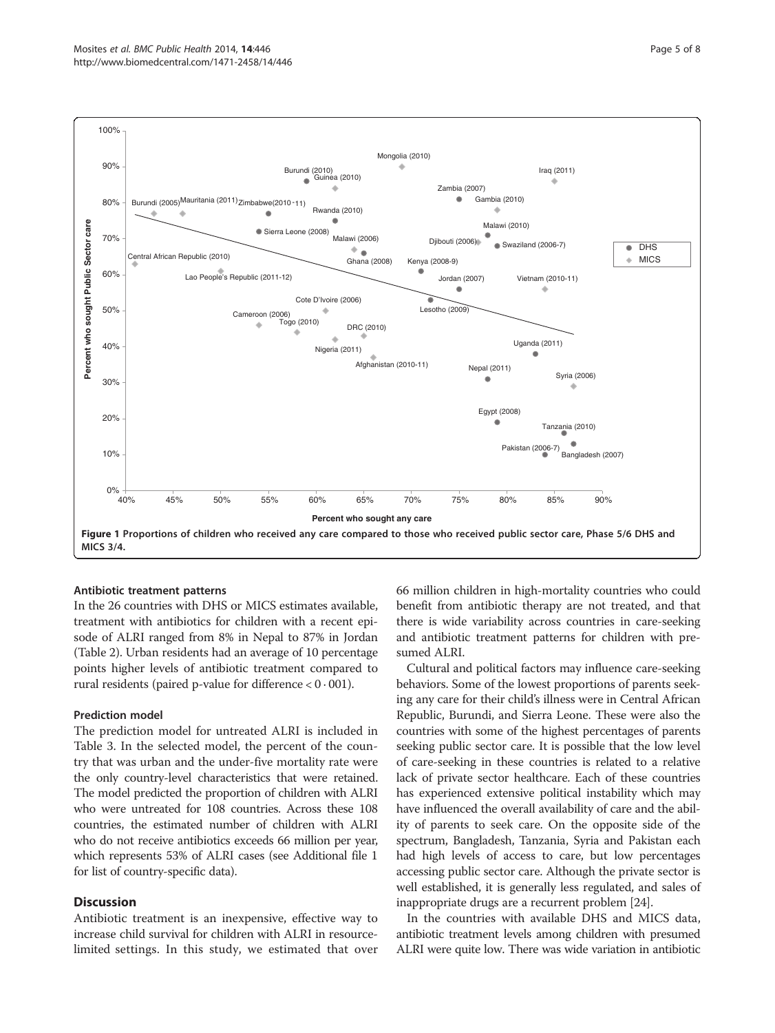Figure 1 Proportions of children who received any care compared to those who received public sector care, Phase 5/6 DHS and MICS 3/4.

### Antibiotic treatment patterns

In the 26 countries with DHS or MICS estimates available, treatment with antibiotics for children with a recent episode of ALRI ranged from 8% in Nepal to 87% in Jordan (Table 2). Urban residents had an average of 10 percentage points higher levels of antibiotic treatment compared to rural residents (paired p-value for difference $< 0 \cdot 001$).

### Prediction model

The prediction model for untreated ALRI is included in Table 3. In the selected model, the percent of the country that was urban and the under-five mortality rate were the only country-level characteristics that were retained. The model predicted the proportion of children with ALRI who were untreated for 108 countries. Across these 108 countries, the estimated number of children with ALRI who do not receive antibiotics exceeds 66 million per year, which represents 53% of ALRI cases (see Additional file 1 for list of country-specific data).

## Discussion

Antibiotic treatment is an inexpensive, effective way to increase child survival for children with ALRI in resource-limited settings. In this study, we estimated that over 66 million children in high-mortality countries who could benefit from antibiotic therapy are not treated, and that there is wide variability across countries in care-seeking and antibiotic treatment patterns for children with presumed ALRI.

Cultural and political factors may influence care-seeking behaviors. Some of the lowest proportions of parents seeking any care for their child's illness were in Central African Republic, Burundi, and Sierra Leone. These were also the countries with some of the highest percentages of parents seeking public sector care. It is possible that the low level of care-seeking in these countries is related to a relative lack of private sector healthcare. Each of these countries has experienced extensive political instability which may have influenced the overall availability of care and the ability of parents to seek care. On the opposite side of the spectrum, Bangladesh, Tanzania, Syria and Pakistan each had high levels of access to care, but low percentages accessing public sector care. Although the private sector is well established, it is generally less regulated, and sales of inappropriate drugs are a recurrent problem [24].

In the countries with available DHS and MICS data, antibiotic treatment levels among children with presumed ALRI were quite low. There was wide variation in antibiotic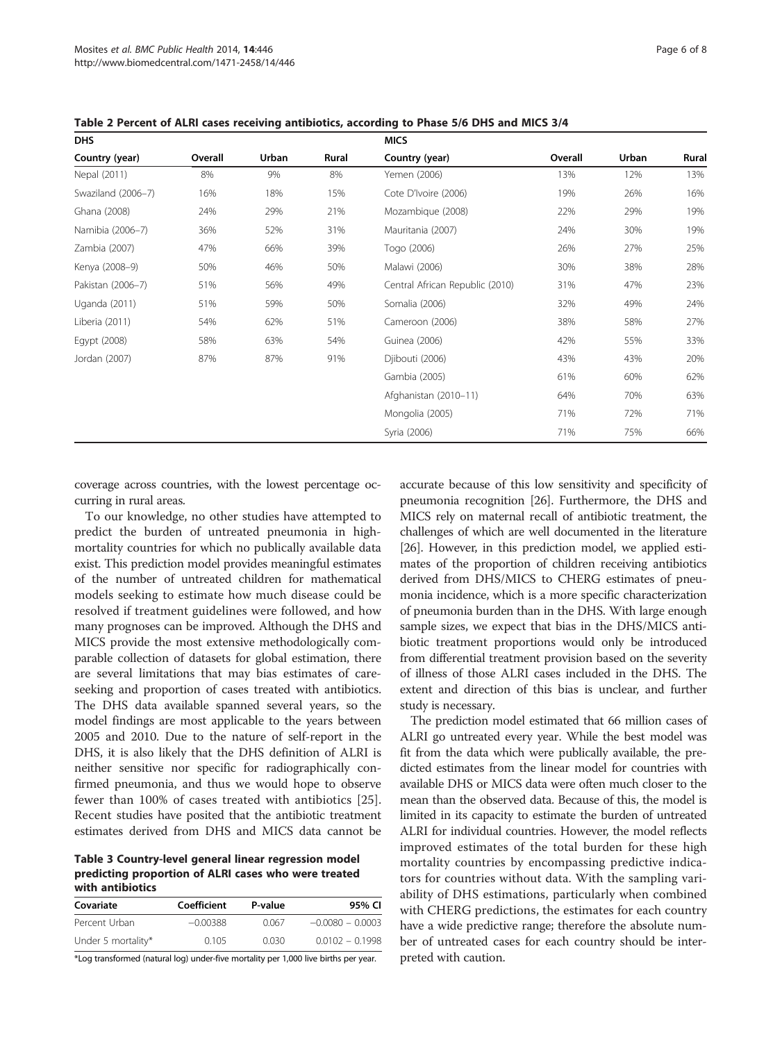**Table 2 Percent of ALRI cases receiving antibiotics, according to Phase 5/6 DHS and MICS 3/4**

| DHS | | | | MICS | | | |
|---|---|---|---|---|---|---|---|
| Country (year) | Overall | Urban | Rural | Country (year) | Overall | Urban | Rural |
| Nepal (2011) | 8% | 9% | 8% | Yemen (2006) | 13% | 12% | 13% |
| Swaziland (2006–7) | 16% | 18% | 15% | Cote D'Ivoire (2006) | 19% | 26% | 16% |
| Ghana (2008) | 24% | 29% | 21% | Mozambique (2008) | 22% | 29% | 19% |
| Namibia (2006–7) | 36% | 52% | 31% | Mauritania (2007) | 24% | 30% | 19% |
| Zambia (2007) | 47% | 66% | 39% | Togo (2006) | 26% | 27% | 25% |
| Kenya (2008–9) | 50% | 46% | 50% | Malawi (2006) | 30% | 38% | 28% |
| Pakistan (2006–7) | 51% | 56% | 49% | Central African Republic (2010) | 31% | 47% | 23% |
| Uganda (2011) | 51% | 59% | 50% | Somalia (2006) | 32% | 49% | 24% |
| Liberia (2011) | 54% | 62% | 51% | Cameroon (2006) | 38% | 58% | 27% |
| Egypt (2008) | 58% | 63% | 54% | Guinea (2006) | 42% | 55% | 33% |
| Jordan (2007) | 87% | 87% | 91% | Djibouti (2006) | 43% | 43% | 20% |
| | | | | Gambia (2005) | 61% | 60% | 62% |
| | | | | Afghanistan (2010–11) | 64% | 70% | 63% |
| | | | | Mongolia (2005) | 71% | 72% | 71% |
| | | | | Syria (2006) | 71% | 75% | 66% |

coverage across countries, with the lowest percentage occurring in rural areas.

To our knowledge, no other studies have attempted to predict the burden of untreated pneumonia in high-mortality countries for which no publically available data exist. This prediction model provides meaningful estimates of the number of untreated children for mathematical models seeking to estimate how much disease could be resolved if treatment guidelines were followed, and how many prognoses can be improved. Although the DHS and MICS provide the most extensive methodologically comparable collection of datasets for global estimation, there are several limitations that may bias estimates of care-seeking and proportion of cases treated with antibiotics. The DHS data available spanned several years, so the model findings are most applicable to the years between 2005 and 2010. Due to the nature of self-report in the DHS, it is also likely that the DHS definition of ALRI is neither sensitive nor specific for radiographically confirmed pneumonia, and thus we would hope to observe fewer than 100% of cases treated with antibiotics [25]. Recent studies have posited that the antibiotic treatment estimates derived from DHS and MICS data cannot be

**Table 3 Country-level general linear regression model predicting proportion of ALRI cases who were treated with antibiotics**

| Covariate | Coefficient | P-value | 95% CI |
|---|---|---|---|
| Percent Urban | −0.00388 | 0.067 | −0.0080 – 0.0003 |
| Under 5 mortality* | 0.105 | 0.030 | 0.0102 – 0.1998 |

*Log transformed (natural log) under-five mortality per 1,000 live births per year.

accurate because of this low sensitivity and specificity of pneumonia recognition [26]. Furthermore, the DHS and MICS rely on maternal recall of antibiotic treatment, the challenges of which are well documented in the literature [26]. However, in this prediction model, we applied estimates of the proportion of children receiving antibiotics derived from DHS/MICS to CHERG estimates of pneumonia incidence, which is a more specific characterization of pneumonia burden than in the DHS. With large enough sample sizes, we expect that bias in the DHS/MICS antibiotic treatment proportions would only be introduced from differential treatment provision based on the severity of illness of those ALRI cases included in the DHS. The extent and direction of this bias is unclear, and further study is necessary.

The prediction model estimated that 66 million cases of ALRI go untreated every year. While the best model was fit from the data which were publically available, the predicted estimates from the linear model for countries with available DHS or MICS data were often much closer to the mean than the observed data. Because of this, the model is limited in its capacity to estimate the burden of untreated ALRI for individual countries. However, the model reflects improved estimates of the total burden for these high mortality countries by encompassing predictive indicators for countries without data. With the sampling variability of DHS estimations, particularly when combined with CHERG predictions, the estimates for each country have a wide predictive range; therefore the absolute number of untreated cases for each country should be interpreted with caution.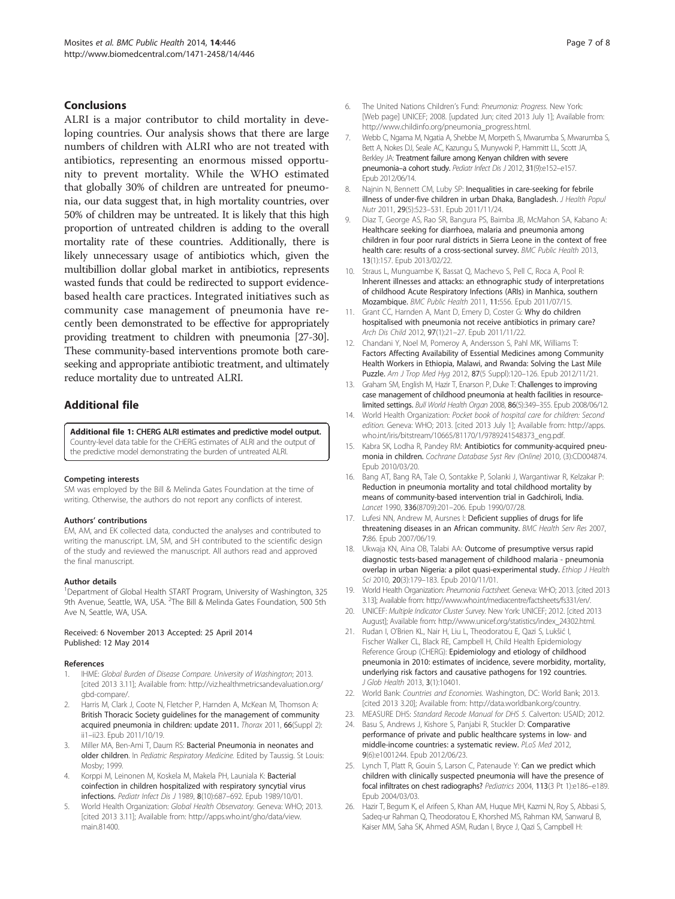## Conclusions

ALRI is a major contributor to child mortality in developing countries. Our analysis shows that there are large numbers of children with ALRI who are not treated with antibiotics, representing an enormous missed opportunity to prevent mortality. While the WHO estimated that globally 30% of children are untreated for pneumonia, our data suggest that, in high mortality countries, over 50% of children may be untreated. It is likely that this high proportion of untreated children is adding to the overall mortality rate of these countries. Additionally, there is likely unnecessary usage of antibiotics which, given the multibillion dollar global market in antibiotics, represents wasted funds that could be redirected to support evidence-based health care practices. Integrated initiatives such as community case management of pneumonia have recently been demonstrated to be effective for appropriately providing treatment to children with pneumonia [27-30]. These community-based interventions promote both care-seeking and appropriate antibiotic treatment, and ultimately reduce mortality due to untreated ALRI.

## Additional file

**Additional file 1: CHERG ALRI estimates and predictive model output.** Country-level data table for the CHERG estimates of ALRI and the output of the predictive model demonstrating the burden of untreated ALRI.

#### Competing interests

SM was employed by the Bill & Melinda Gates Foundation at the time of writing. Otherwise, the authors do not report any conflicts of interest.

#### Authors' contributions

EM, AM, and EK collected data, conducted the analyses and contributed to writing the manuscript. LM, SM, and SH contributed to the scientific design of the study and reviewed the manuscript. All authors read and approved the final manuscript.

#### Author details

[1]Department of Global Health START Program, University of Washington, 325 9th Avenue, Seattle, WA, USA. [2]The Bill & Melinda Gates Foundation, 500 5th Ave N, Seattle, WA, USA.

Received: 6 November 2013 Accepted: 25 April 2014
Published: 12 May 2014

#### References

1. IHME: *Global Burden of Disease Compare. University of Washington*; 2013. [cited 2013 3.11]; Available from: http://viz.healthmetricsandevaluation.org/gbd-compare/.
2. Harris M, Clark J, Coote N, Fletcher P, Harnden A, McKean M, Thomson A: **British Thoracic Society guidelines for the management of community acquired pneumonia in children: update 2011.** *Thorax* 2011, **66**(Suppl 2): ii1–ii23. Epub 2011/10/19.
3. Miller MA, Ben-Ami T, Daum RS: **Bacterial Pneumonia in neonates and older children**. In *Pediatric Respiratory Medicine.* Edited by Taussig. St Louis: Mosby; 1999.
4. Korppi M, Leinonen M, Koskela M, Makela PH, Launiala K: **Bacterial coinfection in children hospitalized with respiratory syncytial virus infections.** *Pediatr Infect Dis J* 1989, **8**(10):687–692. Epub 1989/10/01.
5. World Health Organization: *Global Health Observatory.* Geneva: WHO; 2013. [cited 2013 3.11]; Available from: http://apps.who.int/gho/data/view.main.81400.
6. The United Nations Children's Fund: *Pneumonia: Progress.* New York: [Web page] UNICEF; 2008. [updated Jun; cited 2013 July 1]; Available from: http://www.childinfo.org/pneumonia_progress.html.
7. Webb C, Ngama M, Ngatia A, Shebbe M, Morpeth S, Mwarumba S, Mwarumba S, Bett A, Nokes DJ, Seale AC, Kazungu S, Munywoki P, Hammitt LL, Scott JA, Berkley JA: **Treatment failure among Kenyan children with severe pneumonia–a cohort study.** *Pediatr Infect Dis J* 2012, **31**(9):e152–e157. Epub 2012/06/14.
8. Najnin N, Bennett CM, Luby SP: **Inequalities in care-seeking for febrile illness of under-five children in urban Dhaka, Bangladesh.** *J Health Popul Nutr* 2011, **29**(5):523–531. Epub 2011/11/24.
9. Diaz T, George AS, Rao SR, Bangura PS, Baimba JB, McMahon SA, Kabano A: **Healthcare seeking for diarrhoea, malaria and pneumonia among children in four poor rural districts in Sierra Leone in the context of free health care: results of a cross-sectional survey.** *BMC Public Health* 2013, **13**(1):157. Epub 2013/02/22.
10. Straus L, Munguambe K, Bassat Q, Machevo S, Pell C, Roca A, Pool R: **Inherent illnesses and attacks: an ethnographic study of interpretations of childhood Acute Respiratory Infections (ARIs) in Manhica, southern Mozambique.** *BMC Public Health* 2011, **11:**556. Epub 2011/07/15.
11. Grant CC, Harnden A, Mant D, Emery D, Coster G: **Why do children hospitalised with pneumonia not receive antibiotics in primary care?** *Arch Dis Child* 2012, **97**(1):21–27. Epub 2011/11/22.
12. Chandani Y, Noel M, Pomeroy A, Andersson S, Pahl MK, Williams T: **Factors Affecting Availability of Essential Medicines among Community Health Workers in Ethiopia, Malawi, and Rwanda: Solving the Last Mile Puzzle.** *Am J Trop Med Hyg* 2012, **87**(5 Suppl):120–126. Epub 2012/11/21.
13. Graham SM, English M, Hazir T, Enarson P, Duke T: **Challenges to improving case management of childhood pneumonia at health facilities in resource-limited settings.** *Bull World Health Organ* 2008, **86**(5):349–355. Epub 2008/06/12.
14. World Health Organization: *Pocket book of hospital care for children: Second edition.* Geneva: WHO; 2013. [cited 2013 July 1]; Available from: http://apps.who.int/iris/bitstream/10665/81170/1/9789241548373_eng.pdf.
15. Kabra SK, Lodha R, Pandey RM: **Antibiotics for community-acquired pneumonia in children.** *Cochrane Database Syst Rev (Online)* 2010, (3):CD004874. Epub 2010/03/20.
16. Bang AT, Bang RA, Tale O, Sontakke P, Solanki J, Wargantiwar R, Kelzakar P: **Reduction in pneumonia mortality and total childhood mortality by means of community-based intervention trial in Gadchiroli, India.** *Lancet* 1990, **336**(8709):201–206. Epub 1990/07/28.
17. Lufesi NN, Andrew M, Aursnes I: **Deficient supplies of drugs for life threatening diseases in an African community.** *BMC Health Serv Res* 2007, **7:**86. Epub 2007/06/19.
18. Ukwaja KN, Aina OB, Talabi AA: **Outcome of presumptive versus rapid diagnostic tests-based management of childhood malaria - pneumonia overlap in urban Nigeria: a pilot quasi-experimental study.** *Ethiop J Health Sci* 2010, **20**(3):179–183. Epub 2010/11/01.
19. World Health Organization: *Pneumonia Factsheet.* Geneva: WHO; 2013. [cited 2013 3.13]; Available from: http://www.who.int/mediacentre/factsheets/fs331/en/.
20. UNICEF: *Multiple Indicator Cluster Survey.* New York: UNICEF; 2012. [cited 2013 August]; Available from: http://www.unicef.org/statistics/index_24302.html.
21. Rudan I, O'Brien KL, Nair H, Liu L, Theodoratou E, Qazi S, Lukšić I, Fischer Walker CL, Black RE, Campbell H, Child Health Epidemiology Reference Group (CHERG): **Epidemiology and etiology of childhood pneumonia in 2010: estimates of incidence, severe morbidity, mortality, underlying risk factors and causative pathogens for 192 countries.** *J Glob Health* 2013, **3**(1):10401.
22. World Bank: *Countries and Economies.* Washington, DC: World Bank; 2013. [cited 2013 3.20]; Available from: http://data.worldbank.org/country.
23. MEASURE DHS: *Standard Recode Manual for DHS 5.* Calverton: USAID; 2012.
24. Basu S, Andrews J, Kishore S, Panjabi R, Stuckler D: **Comparative performance of private and public healthcare systems in low- and middle-income countries: a systematic review.** *PLoS Med* 2012, **9**(6):e1001244. Epub 2012/06/23.
25. Lynch T, Platt R, Gouin S, Larson C, Patenaude Y: **Can we predict which children with clinically suspected pneumonia will have the presence of focal infiltrates on chest radiographs?** *Pediatrics* 2004, **113**(3 Pt 1):e186–e189. Epub 2004/03/03.
26. Hazir T, Begum K, el Arifeen S, Khan AM, Huque MH, Kazmi N, Roy S, Abbasi S, Sadeq-ur Rahman Q, Theodoratou E, Khorshed MS, Rahman KM, Sanwarul B, Kaiser MM, Saha SK, Ahmed ASM, Rudan I, Bryce J, Qazi S, Campbell H: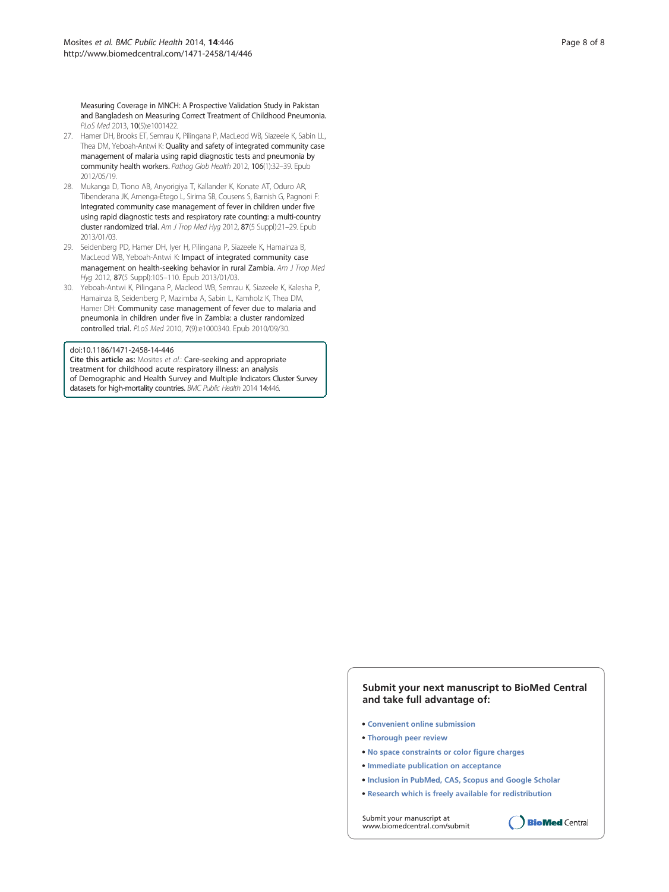Measuring Coverage in MNCH: A Prospective Validation Study in Pakistan and Bangladesh on Measuring Correct Treatment of Childhood Pneumonia. *PLoS Med* 2013, **10**(5):e1001422.

27. Hamer DH, Brooks ET, Semrau K, Pilingana P, MacLeod WB, Siazeele K, Sabin LL, Thea DM, Yeboah-Antwi K: Quality and safety of integrated community case management of malaria using rapid diagnostic tests and pneumonia by community health workers. *Pathog Glob Health* 2012, **106**(1):32–39. Epub 2012/05/19.
28. Mukanga D, Tiono AB, Anyorigiya T, Kallander K, Konate AT, Oduro AR, Tibenderana JK, Amenga-Etego L, Sirima SB, Cousens S, Barnish G, Pagnoni F: Integrated community case management of fever in children under five using rapid diagnostic tests and respiratory rate counting: a multi-country cluster randomized trial. *Am J Trop Med Hyg* 2012, **87**(5 Suppl):21–29. Epub 2013/01/03.
29. Seidenberg PD, Hamer DH, Iyer H, Pilingana P, Siazeele K, Hamainza B, MacLeod WB, Yeboah-Antwi K: Impact of integrated community case management on health-seeking behavior in rural Zambia. *Am J Trop Med Hyg* 2012, **87**(5 Suppl):105–110. Epub 2013/01/03.
30. Yeboah-Antwi K, Pilingana P, Macleod WB, Semrau K, Siazeele K, Kalesha P, Hamainza B, Seidenberg P, Mazimba A, Sabin L, Kamholz K, Thea DM, Hamer DH: Community case management of fever due to malaria and pneumonia in children under five in Zambia: a cluster randomized controlled trial. *PLoS Med* 2010, **7**(9):e1000340. Epub 2010/09/30.

doi:10.1186/1471-2458-14-446
**Cite this article as:** Mosites *et al.*: Care-seeking and appropriate treatment for childhood acute respiratory illness: an analysis of Demographic and Health Survey and Multiple Indicators Cluster Survey datasets for high-mortality countries. *BMC Public Health* 2014 **14**:446.

**Submit your next manuscript to BioMed Central and take full advantage of:**

- **Convenient online submission**
- **Thorough peer review**
- **No space constraints or color figure charges**
- **Immediate publication on acceptance**
- **Inclusion in PubMed, CAS, Scopus and Google Scholar**
- **Research which is freely available for redistribution**

Submit your manuscript at
www.biomedcentral.com/submit

BioMed Central